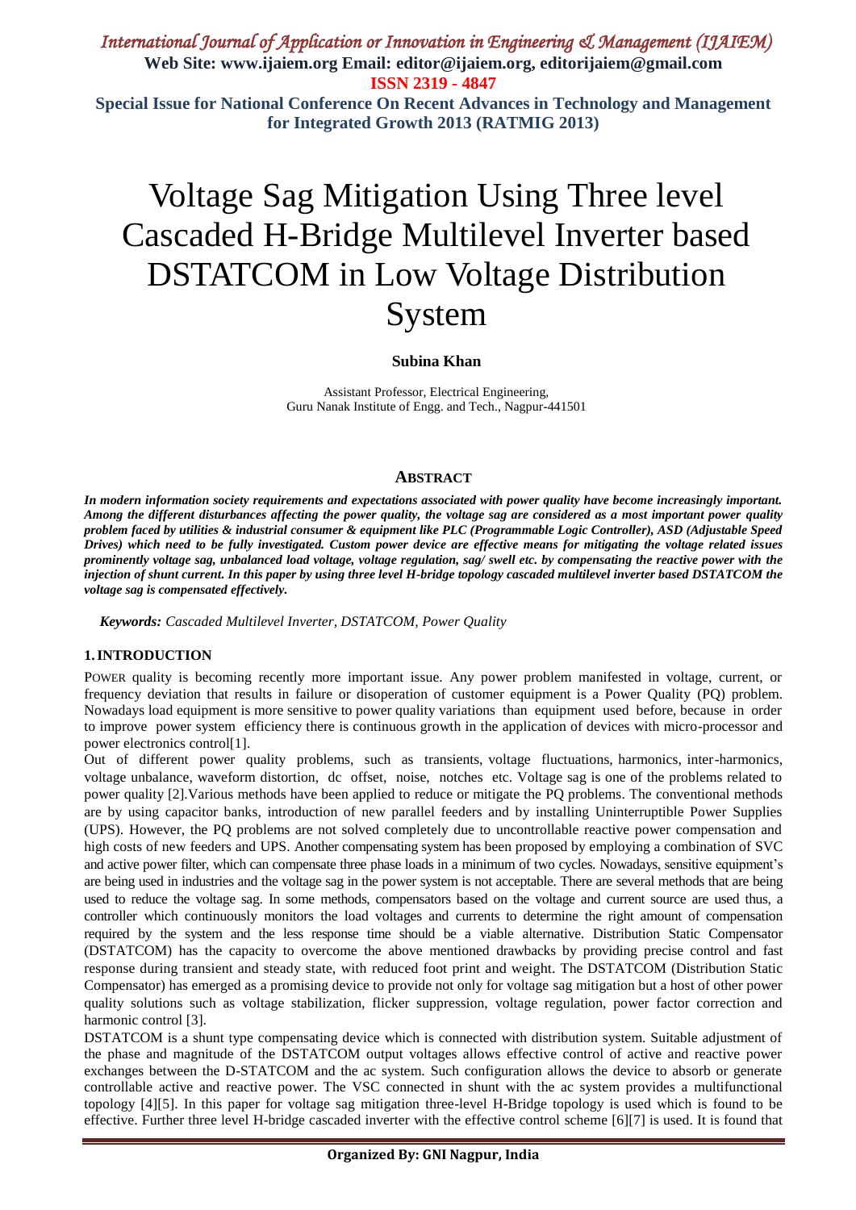# Voltage Sag Mitigation Using Three level Cascaded H-Bridge Multilevel Inverter based DSTATCOM in Low Voltage Distribution System

**Subina Khan**

Assistant Professor, Electrical Engineering,
Guru Nanak Institute of Engg. and Tech., Nagpur-441501

## ABSTRACT

***In modern information society requirements and expectations associated with power quality have become increasingly important. Among the different disturbances affecting the power quality, the voltage sag are considered as a most important power quality problem faced by utilities & industrial consumer & equipment like PLC (Programmable Logic Controller), ASD (Adjustable Speed Drives) which need to be fully investigated. Custom power device are effective means for mitigating the voltage related issues prominently voltage sag, unbalanced load voltage, voltage regulation, sag/ swell etc. by compensating the reactive power with the injection of shunt current. In this paper by using three level H-bridge topology cascaded multilevel inverter based DSTATCOM the voltage sag is compensated effectively.***

***Keywords:*** *Cascaded Multilevel Inverter, DSTATCOM, Power Quality*

## 1. INTRODUCTION

POWER quality is becoming recently more important issue. Any power problem manifested in voltage, current, or frequency deviation that results in failure or disoperation of customer equipment is a Power Quality (PQ) problem. Nowadays load equipment is more sensitive to power quality variations than equipment used before, because in order to improve power system efficiency there is continuous growth in the application of devices with micro-processor and power electronics control[1].

Out of different power quality problems, such as transients, voltage fluctuations, harmonics, inter-harmonics, voltage unbalance, waveform distortion, dc offset, noise, notches etc. Voltage sag is one of the problems related to power quality [2].Various methods have been applied to reduce or mitigate the PQ problems. The conventional methods are by using capacitor banks, introduction of new parallel feeders and by installing Uninterruptible Power Supplies (UPS). However, the PQ problems are not solved completely due to uncontrollable reactive power compensation and high costs of new feeders and UPS. Another compensating system has been proposed by employing a combination of SVC and active power filter, which can compensate three phase loads in a minimum of two cycles. Nowadays, sensitive equipment's are being used in industries and the voltage sag in the power system is not acceptable. There are several methods that are being used to reduce the voltage sag. In some methods, compensators based on the voltage and current source are used thus, a controller which continuously monitors the load voltages and currents to determine the right amount of compensation required by the system and the less response time should be a viable alternative. Distribution Static Compensator (DSTATCOM) has the capacity to overcome the above mentioned drawbacks by providing precise control and fast response during transient and steady state, with reduced foot print and weight. The DSTATCOM (Distribution Static Compensator) has emerged as a promising device to provide not only for voltage sag mitigation but a host of other power quality solutions such as voltage stabilization, flicker suppression, voltage regulation, power factor correction and harmonic control [3].

DSTATCOM is a shunt type compensating device which is connected with distribution system. Suitable adjustment of the phase and magnitude of the DSTATCOM output voltages allows effective control of active and reactive power exchanges between the D-STATCOM and the ac system. Such configuration allows the device to absorb or generate controllable active and reactive power. The VSC connected in shunt with the ac system provides a multifunctional topology [4][5]. In this paper for voltage sag mitigation three-level H-Bridge topology is used which is found to be effective. Further three level H-bridge cascaded inverter with the effective control scheme [6][7] is used. It is found that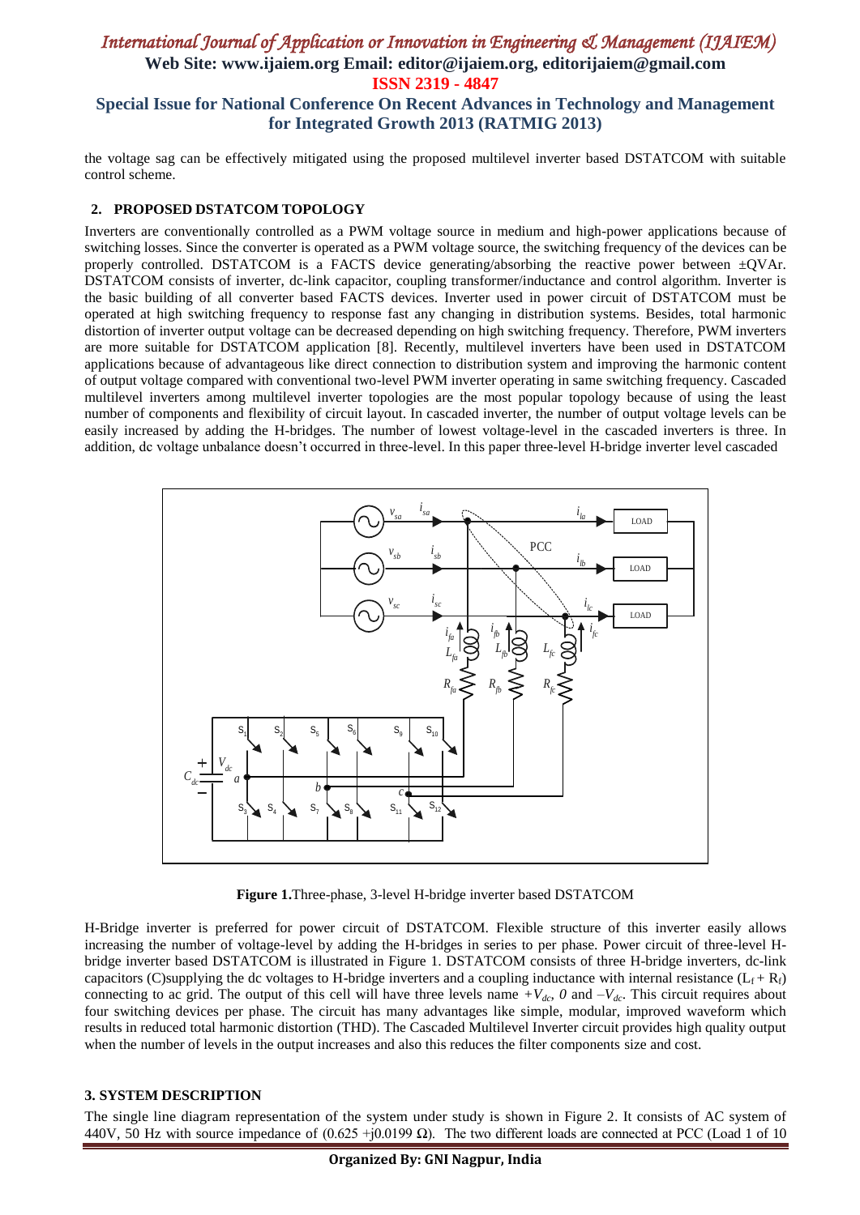the voltage sag can be effectively mitigated using the proposed multilevel inverter based DSTATCOM with suitable control scheme.

## 2. PROPOSED DSTATCOM TOPOLOGY

Inverters are conventionally controlled as a PWM voltage source in medium and high-power applications because of switching losses. Since the converter is operated as a PWM voltage source, the switching frequency of the devices can be properly controlled. DSTATCOM is a FACTS device generating/absorbing the reactive power between ±QVAr. DSTATCOM consists of inverter, dc-link capacitor, coupling transformer/inductance and control algorithm. Inverter is the basic building of all converter based FACTS devices. Inverter used in power circuit of DSTATCOM must be operated at high switching frequency to response fast any changing in distribution systems. Besides, total harmonic distortion of inverter output voltage can be decreased depending on high switching frequency. Therefore, PWM inverters are more suitable for DSTATCOM application [8]. Recently, multilevel inverters have been used in DSTATCOM applications because of advantageous like direct connection to distribution system and improving the harmonic content of output voltage compared with conventional two-level PWM inverter operating in same switching frequency. Cascaded multilevel inverters among multilevel inverter topologies are the most popular topology because of using the least number of components and flexibility of circuit layout. In cascaded inverter, the number of output voltage levels can be easily increased by adding the H-bridges. The number of lowest voltage-level in the cascaded inverters is three. In addition, dc voltage unbalance doesn't occurred in three-level. In this paper three-level H-bridge inverter level cascaded

**Figure 1.**Three-phase, 3-level H-bridge inverter based DSTATCOM

H-Bridge inverter is preferred for power circuit of DSTATCOM. Flexible structure of this inverter easily allows increasing the number of voltage-level by adding the H-bridges in series to per phase. Power circuit of three-level H-bridge inverter based DSTATCOM is illustrated in Figure 1. DSTATCOM consists of three H-bridge inverters, dc-link capacitors (C)supplying the dc voltages to H-bridge inverters and a coupling inductance with internal resistance ($L_f + R_f$) connecting to ac grid. The output of this cell will have three levels name $+V_{dc}$, $0$ and $-V_{dc}$. This circuit requires about four switching devices per phase. The circuit has many advantages like simple, modular, improved waveform which results in reduced total harmonic distortion (THD). The Cascaded Multilevel Inverter circuit provides high quality output when the number of levels in the output increases and also this reduces the filter components size and cost.

## 3. SYSTEM DESCRIPTION

The single line diagram representation of the system under study is shown in Figure 2. It consists of AC system of 440V, 50 Hz with source impedance of (0.625 +j0.0199 Ω). The two different loads are connected at PCC (Load 1 of 10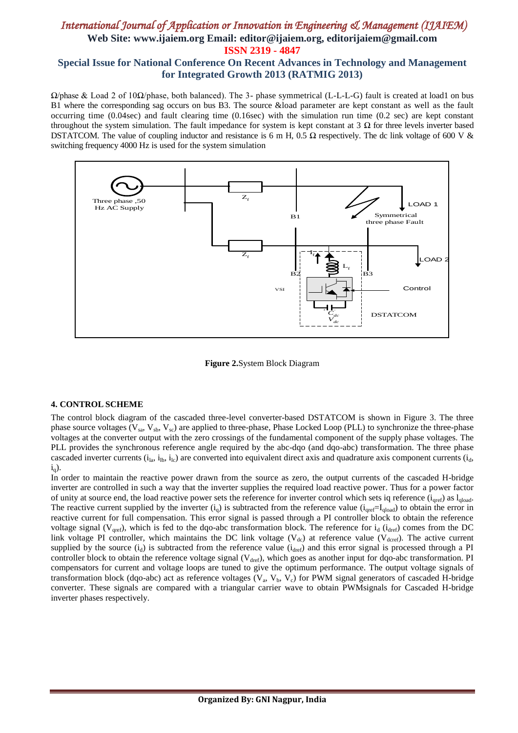Ω/phase & Load 2 of 10Ω/phase, both balanced). The 3- phase symmetrical (L-L-L-G) fault is created at load1 on bus B1 where the corresponding sag occurs on bus B3. The source &load parameter are kept constant as well as the fault occurring time (0.04sec) and fault clearing time (0.16sec) with the simulation run time (0.2 sec) are kept constant throughout the system simulation. The fault impedance for system is kept constant at 3 Ω for three levels inverter based DSTATCOM. The value of coupling inductor and resistance is 6 m H, 0.5 Ω respectively. The dc link voltage of 600 V & switching frequency 4000 Hz is used for the system simulation

**Figure 2.**System Block Diagram

#### 4. CONTROL SCHEME

The control block diagram of the cascaded three-level converter-based DSTATCOM is shown in Figure 3. The three phase source voltages ($V_{sa}$, $V_{sb}$, $V_{sc}$) are applied to three-phase, Phase Locked Loop (PLL) to synchronize the three-phase voltages at the converter output with the zero crossings of the fundamental component of the supply phase voltages. The PLL provides the synchronous reference angle required by the abc-dqo (and dqo-abc) transformation. The three phase cascaded inverter currents ($i_{la}$, $i_{lb}$, $i_{lc}$) are converted into equivalent direct axis and quadrature axis component currents ($i_d$, $i_q$).

In order to maintain the reactive power drawn from the source as zero, the output currents of the cascaded H-bridge inverter are controlled in such a way that the inverter supplies the required load reactive power. Thus for a power factor of unity at source end, the load reactive power sets the reference for inverter control which sets iq reference ($i_{qref}$) as $I_{qload}$. The reactive current supplied by the inverter ($i_q$) is subtracted from the reference value ($i_{qref}=I_{qload}$) to obtain the error in reactive current for full compensation. This error signal is passed through a PI controller block to obtain the reference voltage signal ($V_{qref}$), which is fed to the dqo-abc transformation block. The reference for $i_d$ ($i_{dref}$) comes from the DC link voltage PI controller, which maintains the DC link voltage ($V_{dc}$) at reference value ($V_{dcref}$). The active current supplied by the source ($i_d$) is subtracted from the reference value ($i_{dref}$) and this error signal is processed through a PI controller block to obtain the reference voltage signal ($V_{dref}$), which goes as another input for dqo-abc transformation. PI compensators for current and voltage loops are tuned to give the optimum performance. The output voltage signals of transformation block (dqo-abc) act as reference voltages ($V_a$, $V_b$, $V_c$) for PWM signal generators of cascaded H-bridge converter. These signals are compared with a triangular carrier wave to obtain PWMsignals for Cascaded H-bridge inverter phases respectively.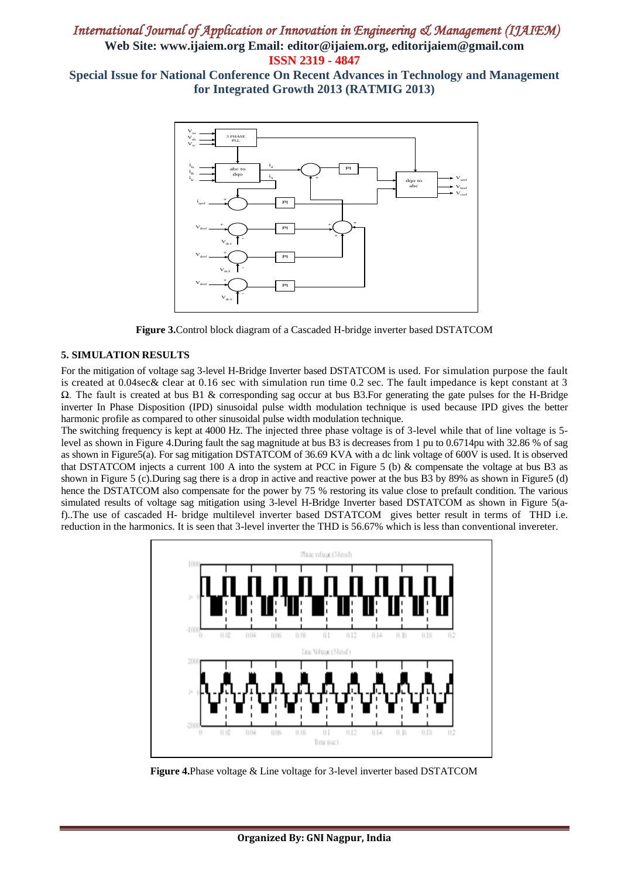**Figure 3.**Control block diagram of a Cascaded H-bridge inverter based DSTATCOM

### 5. SIMULATION RESULTS

For the mitigation of voltage sag 3-level H-Bridge Inverter based DSTATCOM is used. For simulation purpose the fault is created at 0.04sec& clear at 0.16 sec with simulation run time 0.2 sec. The fault impedance is kept constant at 3 Ω. The fault is created at bus B1 & corresponding sag occur at bus B3.For generating the gate pulses for the H-Bridge inverter In Phase Disposition (IPD) sinusoidal pulse width modulation technique is used because IPD gives the better harmonic profile as compared to other sinusoidal pulse width modulation technique.

The switching frequency is kept at 4000 Hz. The injected three phase voltage is of 3-level while that of line voltage is 5-level as shown in Figure 4.During fault the sag magnitude at bus B3 is decreases from 1 pu to 0.6714pu with 32.86 % of sag as shown in Figure5(a). For sag mitigation DSTATCOM of 36.69 KVA with a dc link voltage of 600V is used. It is observed that DSTATCOM injects a current 100 A into the system at PCC in Figure 5 (b) & compensate the voltage at bus B3 as shown in Figure 5 (c).During sag there is a drop in active and reactive power at the bus B3 by 89% as shown in Figure5 (d) hence the DSTATCOM also compensate for the power by 75 % restoring its value close to prefault condition. The various simulated results of voltage sag mitigation using 3-level H-Bridge Inverter based DSTATCOM as shown in Figure 5(a-f)..The use of cascaded H- bridge multilevel inverter based DSTATCOM gives better result in terms of THD i.e. reduction in the harmonics. It is seen that 3-level inverter the THD is 56.67% which is less than conventional invereter.

**Figure 4.**Phase voltage & Line voltage for 3-level inverter based DSTATCOM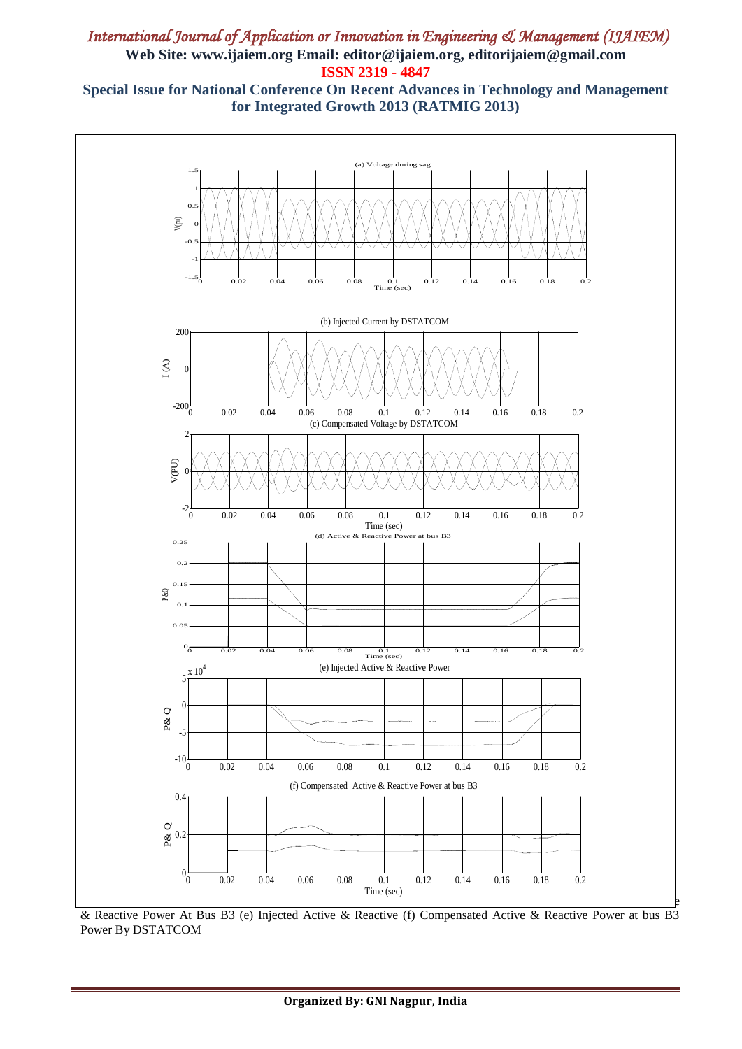& Reactive Power At Bus B3 (e) Injected Active & Reactive (f) Compensated Active & Reactive Power at bus B3 Power By DSTATCOM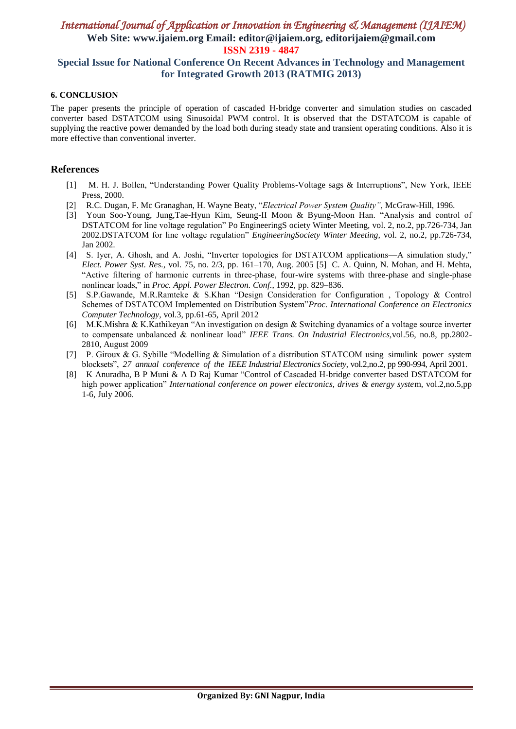### 6. CONCLUSION

The paper presents the principle of operation of cascaded H-bridge converter and simulation studies on cascaded converter based DSTATCOM using Sinusoidal PWM control. It is observed that the DSTATCOM is capable of supplying the reactive power demanded by the load both during steady state and transient operating conditions. Also it is more effective than conventional inverter.

## References

[1] M. H. J. Bollen, "Understanding Power Quality Problems-Voltage sags & Interruptions", New York, IEEE Press, 2000.

[2] R.C. Dugan, F. Mc Granaghan, H. Wayne Beaty, "*Electrical Power System Quality"*, McGraw-Hill, 1996.

[3] Youn Soo-Young, Jung,Tae-Hyun Kim, Seung-II Moon & Byung-Moon Han. "Analysis and control of DSTATCOM for line voltage regulation" Po EngineeringS ociety Winter Meeting, vol. 2, no.2, pp.726-734, Jan 2002.DSTATCOM for line voltage regulation" *EngineeringSociety Winter Meeting,* vol. 2, no.2, pp.726-734, Jan 2002.

[4] S. Iyer, A. Ghosh, and A. Joshi, "Inverter topologies for DSTATCOM applications—A simulation study," *Elect. Power Syst. Res.*, vol. 75, no. 2/3, pp. 161–170, Aug. 2005 [5] C. A. Quinn, N. Mohan, and H. Mehta, "Active filtering of harmonic currents in three-phase, four-wire systems with three-phase and single-phase nonlinear loads," in *Proc. Appl. Power Electron. Conf.*, 1992, pp. 829–836.

[5] S.P.Gawande, M.R.Ramteke & S.Khan "Design Consideration for Configuration , Topology & Control Schemes of DSTATCOM Implemented on Distribution System"*Proc. International Conference on Electronics Computer Technology*, vol.3, pp.61-65, April 2012

[6] M.K.Mishra & K.Kathikeyan "An investigation on design & Switching dyanamics of a voltage source inverter to compensate unbalanced & nonlinear load" *IEEE Trans. On Industrial Electronics,*vol.56, no.8, pp.2802-2810, August 2009

[7] P. Giroux & G. Sybille "Modelling & Simulation of a distribution STATCOM using simulink power system blocksets", *27 annual conference of the IEEE Industrial Electronics Society*, vol.2,no.2, pp 990-994, April 2001.

[8] K Anuradha, B P Muni & A D Raj Kumar "Control of Cascaded H-bridge converter based DSTATCOM for high power application" *International conference on power electronics, drives & energy syste*m, vol.2,no.5,pp 1-6, July 2006.